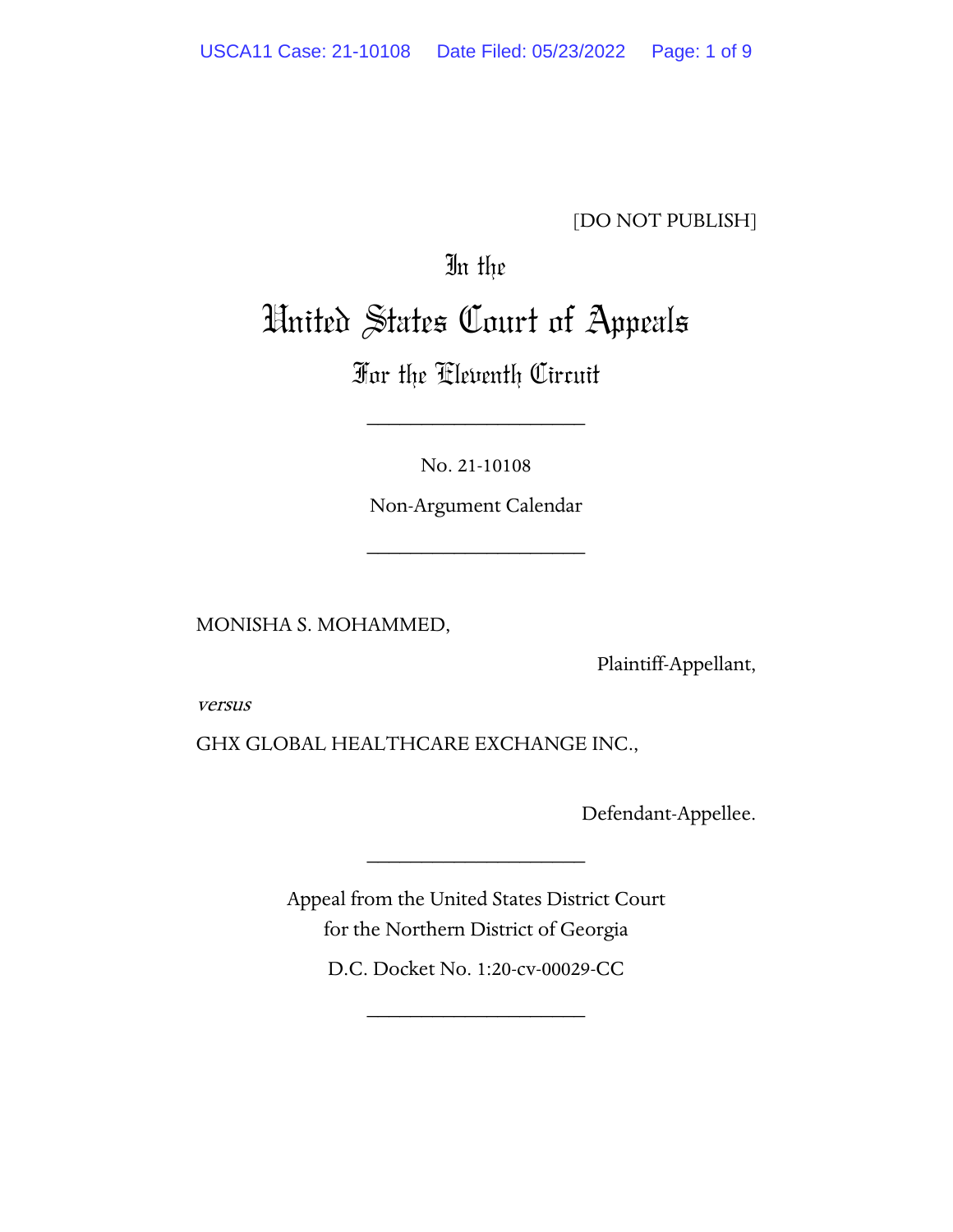[DO NOT PUBLISH]

In the

# United States Court of Appeals

## For the Eleventh Circuit

____________________

No. 21-10108

Non-Argument Calendar

____________________

MONISHA S. MOHAMMED,

Plaintiff-Appellant,

*versus*

GHX GLOBAL HEALTHCARE EXCHANGE INC.,

Defendant-Appellee.

____________________

Appeal from the United States District Court
for the Northern District of Georgia

D.C. Docket No. 1:20-cv-00029-CC

____________________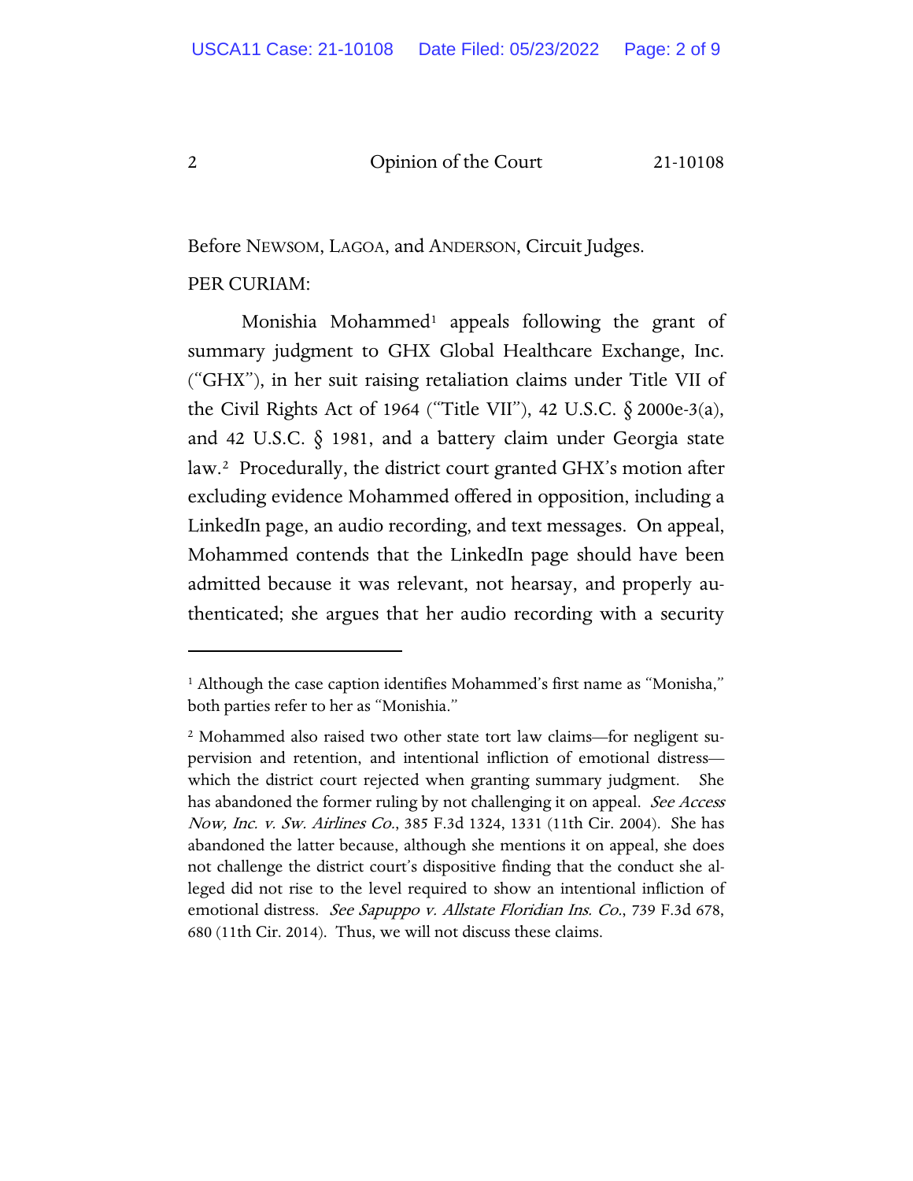Before NEWSOM, LAGOA, and ANDERSON, Circuit Judges.

PER CURIAM:

Monishia Mohammed[1] appeals following the grant of summary judgment to GHX Global Healthcare Exchange, Inc. ("GHX"), in her suit raising retaliation claims under Title VII of the Civil Rights Act of 1964 ("Title VII"), 42 U.S.C. § 2000e-3(a), and 42 U.S.C. § 1981, and a battery claim under Georgia state law.[2] Procedurally, the district court granted GHX's motion after excluding evidence Mohammed offered in opposition, including a LinkedIn page, an audio recording, and text messages. On appeal, Mohammed contends that the LinkedIn page should have been admitted because it was relevant, not hearsay, and properly authenticated; she argues that her audio recording with a security

---

[1] Although the case caption identifies Mohammed's first name as "Monisha," both parties refer to her as "Monishia."

[2] Mohammed also raised two other state tort law claims—for negligent supervision and retention, and intentional infliction of emotional distress—which the district court rejected when granting summary judgment. She has abandoned the former ruling by not challenging it on appeal. *See Access Now, Inc. v. Sw. Airlines Co.*, 385 F.3d 1324, 1331 (11th Cir. 2004). She has abandoned the latter because, although she mentions it on appeal, she does not challenge the district court's dispositive finding that the conduct she alleged did not rise to the level required to show an intentional infliction of emotional distress. *See Sapuppo v. Allstate Floridian Ins. Co.*, 739 F.3d 678, 680 (11th Cir. 2014). Thus, we will not discuss these claims.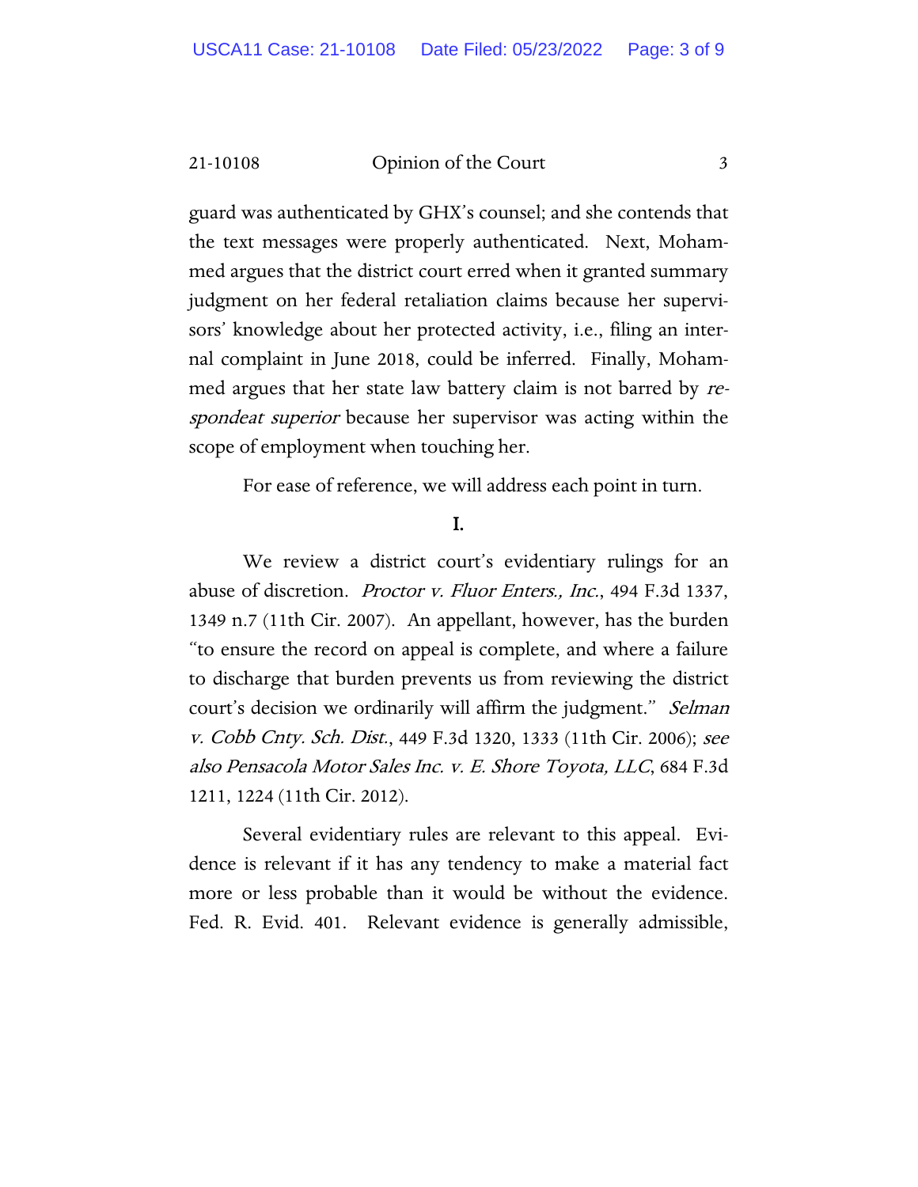guard was authenticated by GHX's counsel; and she contends that the text messages were properly authenticated. Next, Mohammed argues that the district court erred when it granted summary judgment on her federal retaliation claims because her supervisors' knowledge about her protected activity, i.e., filing an internal complaint in June 2018, could be inferred. Finally, Mohammed argues that her state law battery claim is not barred by *respondeat superior* because her supervisor was acting within the scope of employment when touching her.

For ease of reference, we will address each point in turn.

## I.

We review a district court's evidentiary rulings for an abuse of discretion. *Proctor v. Fluor Enters., Inc.*, 494 F.3d 1337, 1349 n.7 (11th Cir. 2007). An appellant, however, has the burden "to ensure the record on appeal is complete, and where a failure to discharge that burden prevents us from reviewing the district court's decision we ordinarily will affirm the judgment." *Selman v. Cobb Cnty. Sch. Dist.*, 449 F.3d 1320, 1333 (11th Cir. 2006); *see also Pensacola Motor Sales Inc. v. E. Shore Toyota, LLC*, 684 F.3d 1211, 1224 (11th Cir. 2012).

Several evidentiary rules are relevant to this appeal. Evidence is relevant if it has any tendency to make a material fact more or less probable than it would be without the evidence. Fed. R. Evid. 401. Relevant evidence is generally admissible,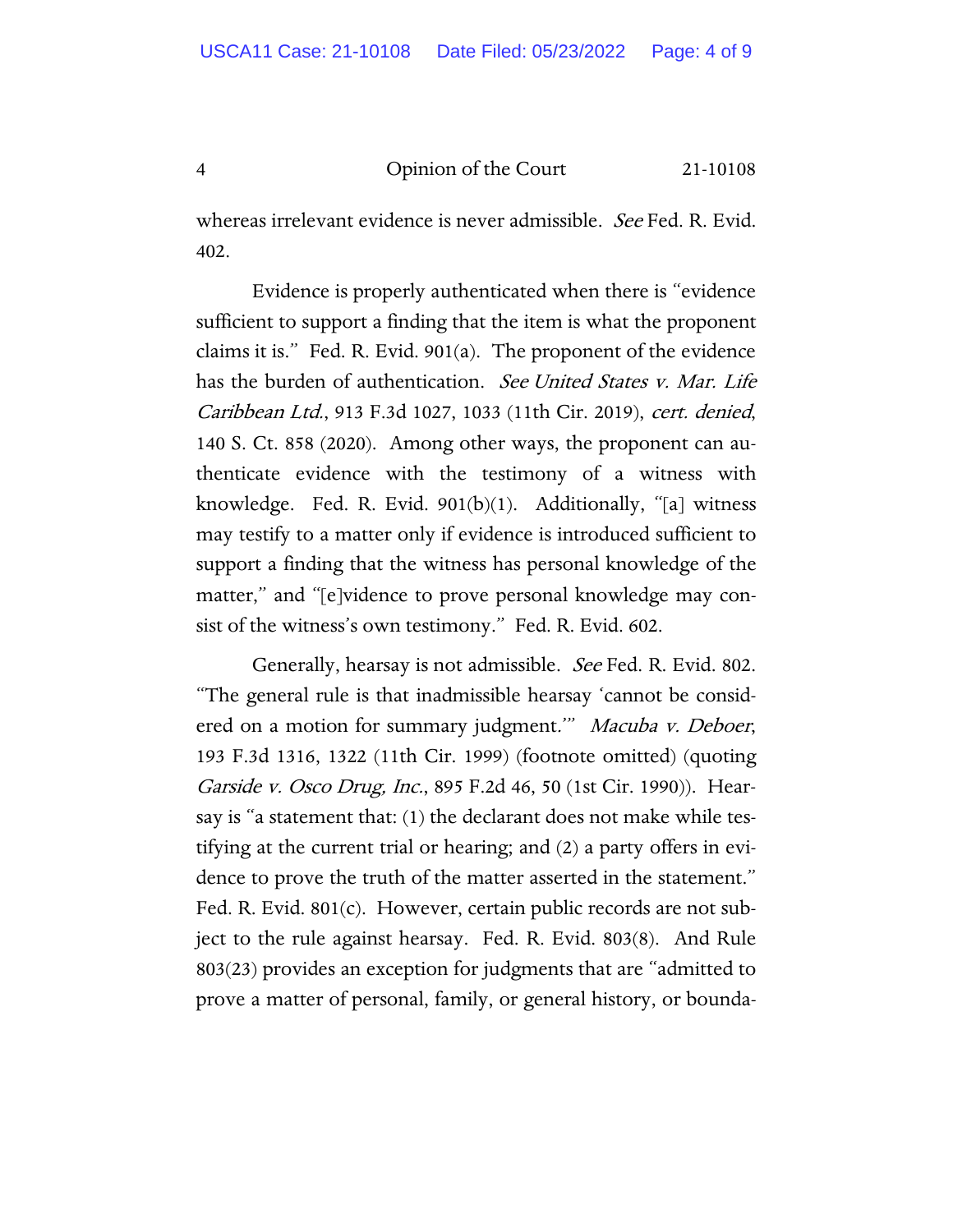whereas irrelevant evidence is never admissible. *See* Fed. R. Evid. 402.

Evidence is properly authenticated when there is "evidence sufficient to support a finding that the item is what the proponent claims it is." Fed. R. Evid. 901(a). The proponent of the evidence has the burden of authentication. *See United States v. Mar. Life Caribbean Ltd.*, 913 F.3d 1027, 1033 (11th Cir. 2019), *cert. denied*, 140 S. Ct. 858 (2020). Among other ways, the proponent can authenticate evidence with the testimony of a witness with knowledge. Fed. R. Evid. 901(b)(1). Additionally, "[a] witness may testify to a matter only if evidence is introduced sufficient to support a finding that the witness has personal knowledge of the matter," and "[e]vidence to prove personal knowledge may consist of the witness's own testimony." Fed. R. Evid. 602.

Generally, hearsay is not admissible. *See* Fed. R. Evid. 802. "The general rule is that inadmissible hearsay 'cannot be considered on a motion for summary judgment.'" *Macuba v. Deboer*, 193 F.3d 1316, 1322 (11th Cir. 1999) (footnote omitted) (quoting *Garside v. Osco Drug, Inc.*, 895 F.2d 46, 50 (1st Cir. 1990)). Hearsay is "a statement that: (1) the declarant does not make while testifying at the current trial or hearing; and (2) a party offers in evidence to prove the truth of the matter asserted in the statement." Fed. R. Evid. 801(c). However, certain public records are not subject to the rule against hearsay. Fed. R. Evid. 803(8). And Rule 803(23) provides an exception for judgments that are "admitted to prove a matter of personal, family, or general history, or bounda-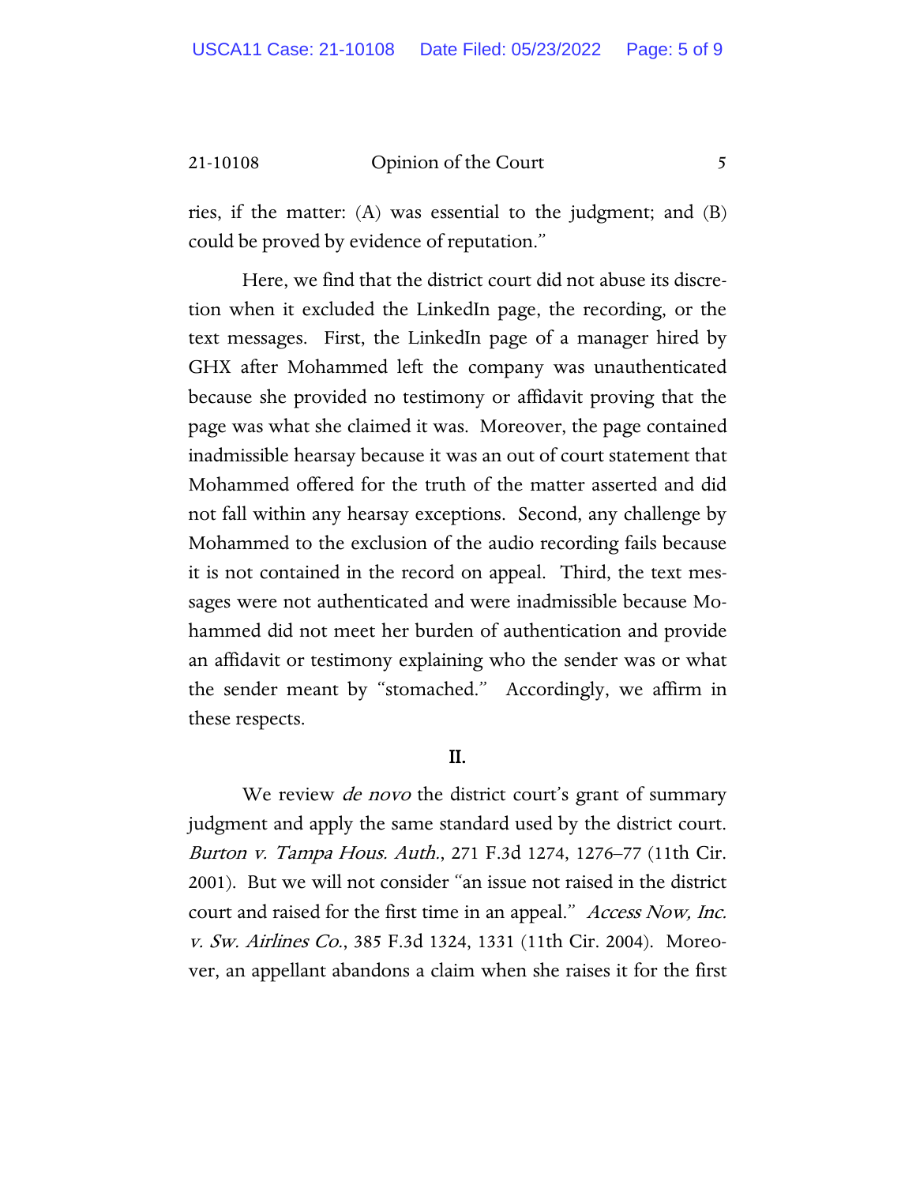ries, if the matter: (A) was essential to the judgment; and (B) could be proved by evidence of reputation."

Here, we find that the district court did not abuse its discretion when it excluded the LinkedIn page, the recording, or the text messages. First, the LinkedIn page of a manager hired by GHX after Mohammed left the company was unauthenticated because she provided no testimony or affidavit proving that the page was what she claimed it was. Moreover, the page contained inadmissible hearsay because it was an out of court statement that Mohammed offered for the truth of the matter asserted and did not fall within any hearsay exceptions. Second, any challenge by Mohammed to the exclusion of the audio recording fails because it is not contained in the record on appeal. Third, the text messages were not authenticated and were inadmissible because Mohammed did not meet her burden of authentication and provide an affidavit or testimony explaining who the sender was or what the sender meant by "stomached." Accordingly, we affirm in these respects.

## II.

We review *de novo* the district court's grant of summary judgment and apply the same standard used by the district court. *Burton v. Tampa Hous. Auth.*, 271 F.3d 1274, 1276–77 (11th Cir. 2001). But we will not consider "an issue not raised in the district court and raised for the first time in an appeal." *Access Now, Inc. v. Sw. Airlines Co.*, 385 F.3d 1324, 1331 (11th Cir. 2004). Moreover, an appellant abandons a claim when she raises it for the first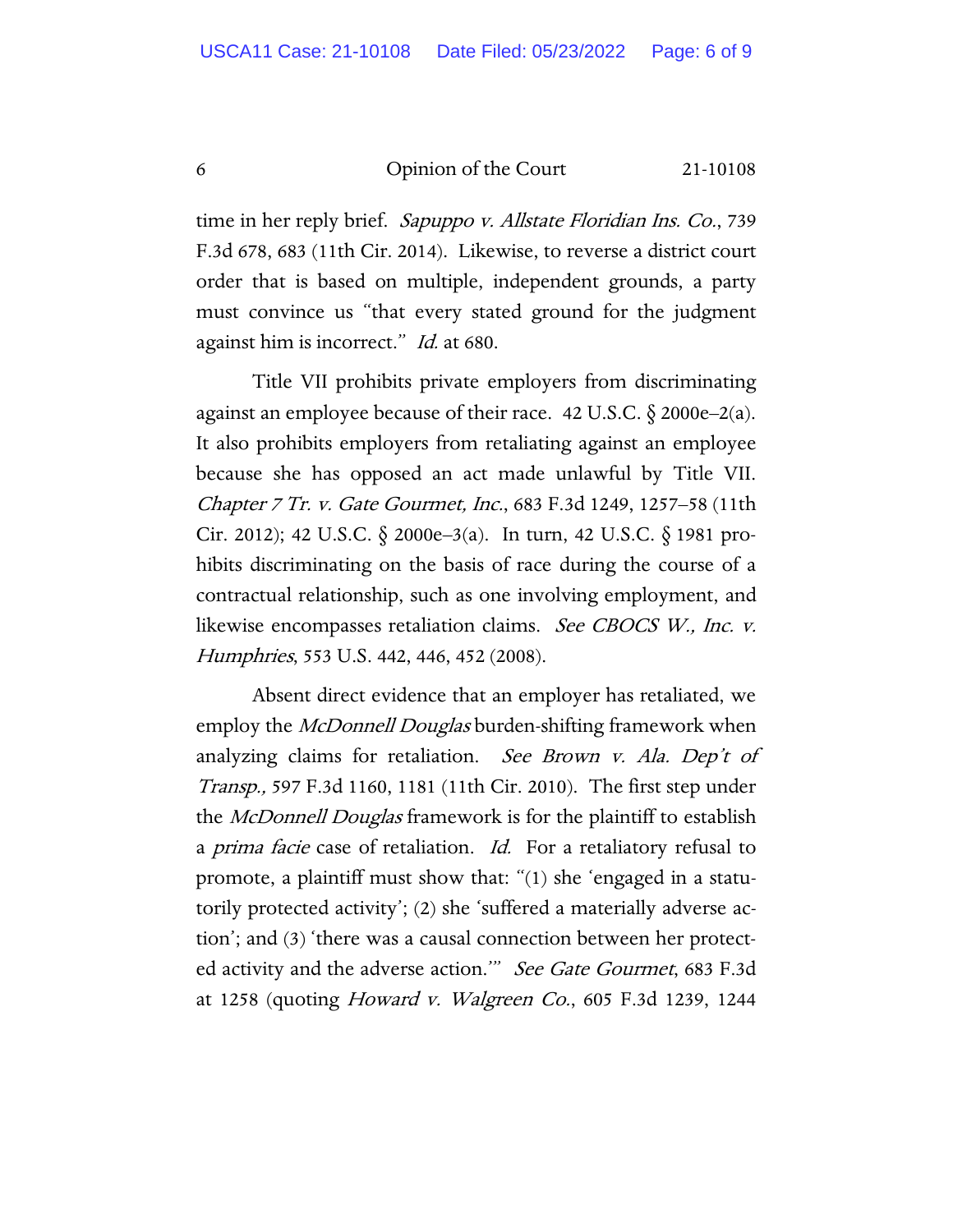time in her reply brief. *Sapuppo v. Allstate Floridian Ins. Co.*, 739 F.3d 678, 683 (11th Cir. 2014). Likewise, to reverse a district court order that is based on multiple, independent grounds, a party must convince us "that every stated ground for the judgment against him is incorrect." *Id.* at 680.

Title VII prohibits private employers from discriminating against an employee because of their race. 42 U.S.C. § 2000e–2(a). It also prohibits employers from retaliating against an employee because she has opposed an act made unlawful by Title VII. *Chapter 7 Tr. v. Gate Gourmet, Inc.*, 683 F.3d 1249, 1257–58 (11th Cir. 2012); 42 U.S.C. § 2000e–3(a). In turn, 42 U.S.C. § 1981 prohibits discriminating on the basis of race during the course of a contractual relationship, such as one involving employment, and likewise encompasses retaliation claims. *See CBOCS W., Inc. v. Humphries*, 553 U.S. 442, 446, 452 (2008).

Absent direct evidence that an employer has retaliated, we employ the *McDonnell Douglas* burden-shifting framework when analyzing claims for retaliation. *See Brown v. Ala. Dep't of Transp.,* 597 F.3d 1160, 1181 (11th Cir. 2010). The first step under the *McDonnell Douglas* framework is for the plaintiff to establish a *prima facie* case of retaliation. *Id.* For a retaliatory refusal to promote, a plaintiff must show that: "(1) she 'engaged in a statutorily protected activity'; (2) she 'suffered a materially adverse action'; and (3) 'there was a causal connection between her protected activity and the adverse action.'" *See Gate Gourmet*, 683 F.3d at 1258 (quoting *Howard v. Walgreen Co.*, 605 F.3d 1239, 1244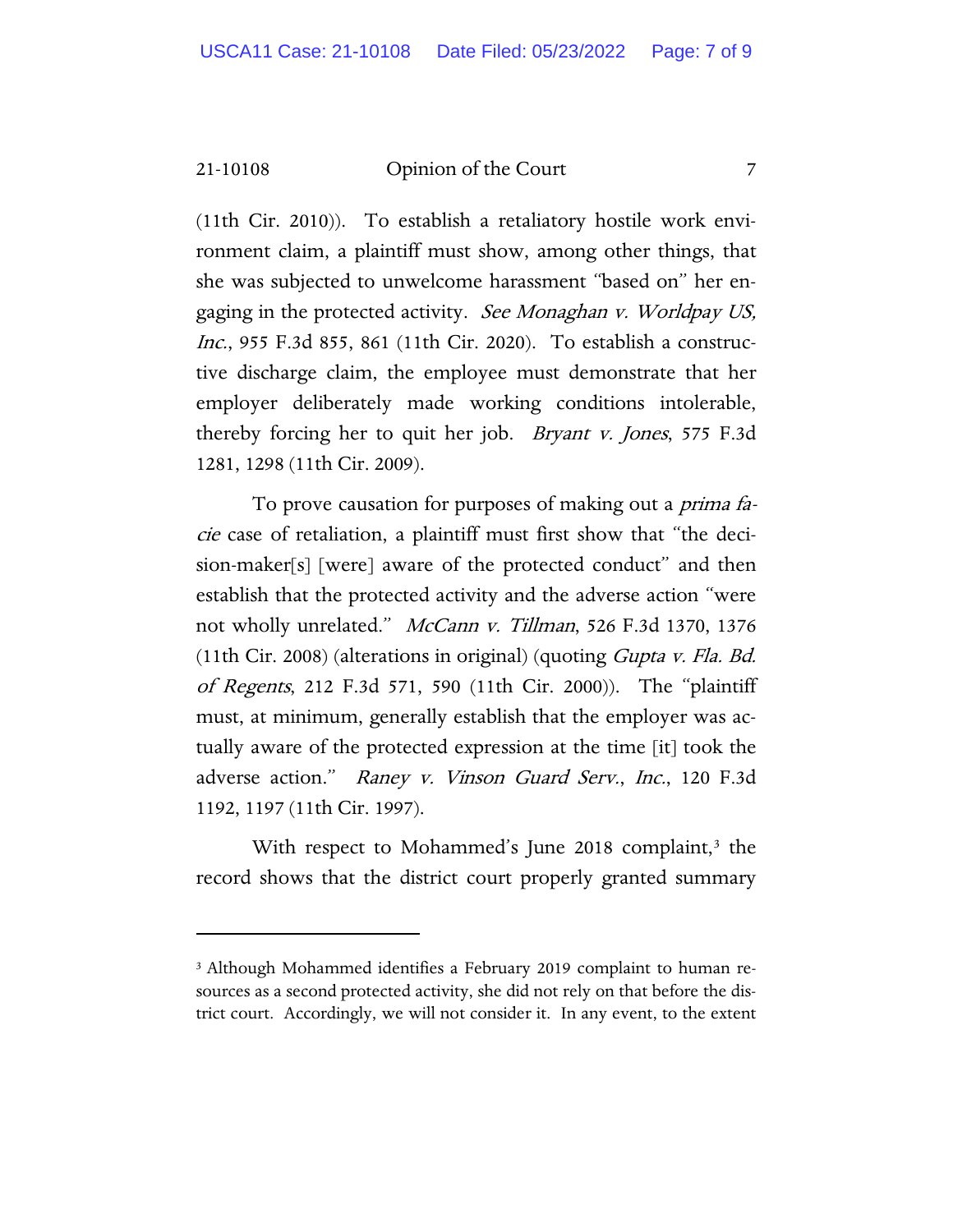(11th Cir. 2010)). To establish a retaliatory hostile work environment claim, a plaintiff must show, among other things, that she was subjected to unwelcome harassment "based on" her engaging in the protected activity. *See Monaghan v. Worldpay US, Inc.*, 955 F.3d 855, 861 (11th Cir. 2020). To establish a constructive discharge claim, the employee must demonstrate that her employer deliberately made working conditions intolerable, thereby forcing her to quit her job. *Bryant v. Jones*, 575 F.3d 1281, 1298 (11th Cir. 2009).

To prove causation for purposes of making out a *prima facie* case of retaliation, a plaintiff must first show that "the decision-maker[s] [were] aware of the protected conduct" and then establish that the protected activity and the adverse action "were not wholly unrelated." *McCann v. Tillman*, 526 F.3d 1370, 1376 (11th Cir. 2008) (alterations in original) (quoting *Gupta v. Fla. Bd. of Regents*, 212 F.3d 571, 590 (11th Cir. 2000)). The "plaintiff must, at minimum, generally establish that the employer was actually aware of the protected expression at the time [it] took the adverse action." *Raney v. Vinson Guard Serv., Inc.*, 120 F.3d 1192, 1197 (11th Cir. 1997).

With respect to Mohammed's June 2018 complaint,[3] the record shows that the district court properly granted summary

[3] Although Mohammed identifies a February 2019 complaint to human resources as a second protected activity, she did not rely on that before the district court. Accordingly, we will not consider it. In any event, to the extent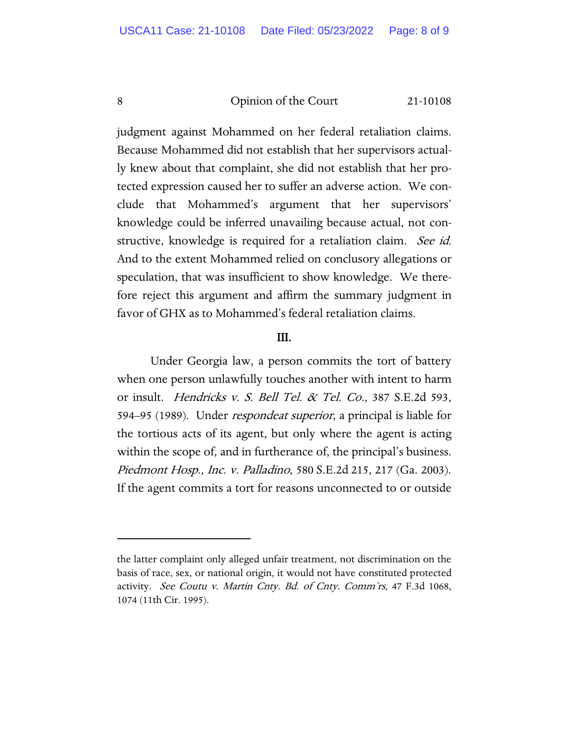judgment against Mohammed on her federal retaliation claims. Because Mohammed did not establish that her supervisors actually knew about that complaint, she did not establish that her protected expression caused her to suffer an adverse action. We conclude that Mohammed's argument that her supervisors' knowledge could be inferred unavailing because actual, not constructive, knowledge is required for a retaliation claim. *See id.* And to the extent Mohammed relied on conclusory allegations or speculation, that was insufficient to show knowledge. We therefore reject this argument and affirm the summary judgment in favor of GHX as to Mohammed's federal retaliation claims.

## III.

Under Georgia law, a person commits the tort of battery when one person unlawfully touches another with intent to harm or insult. *Hendricks v. S. Bell Tel. & Tel. Co.*, 387 S.E.2d 593, 594–95 (1989). Under *respondeat superior*, a principal is liable for the tortious acts of its agent, but only where the agent is acting within the scope of, and in furtherance of, the principal's business. *Piedmont Hosp., Inc. v. Palladino*, 580 S.E.2d 215, 217 (Ga. 2003). If the agent commits a tort for reasons unconnected to or outside

---

the latter complaint only alleged unfair treatment, not discrimination on the basis of race, sex, or national origin, it would not have constituted protected activity. *See Coutu v. Martin Cnty. Bd. of Cnty. Comm'rs*, 47 F.3d 1068, 1074 (11th Cir. 1995).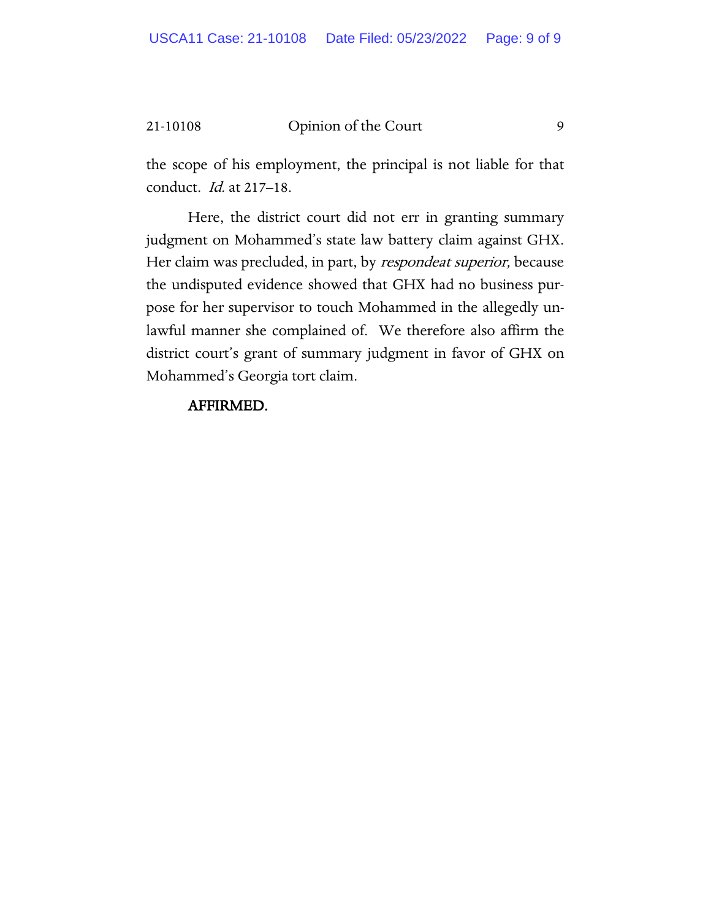the scope of his employment, the principal is not liable for that conduct. *Id.* at 217–18.

Here, the district court did not err in granting summary judgment on Mohammed's state law battery claim against GHX. Her claim was precluded, in part, by *respondeat superior,* because the undisputed evidence showed that GHX had no business purpose for her supervisor to touch Mohammed in the allegedly unlawful manner she complained of. We therefore also affirm the district court's grant of summary judgment in favor of GHX on Mohammed's Georgia tort claim.

**AFFIRMED.**